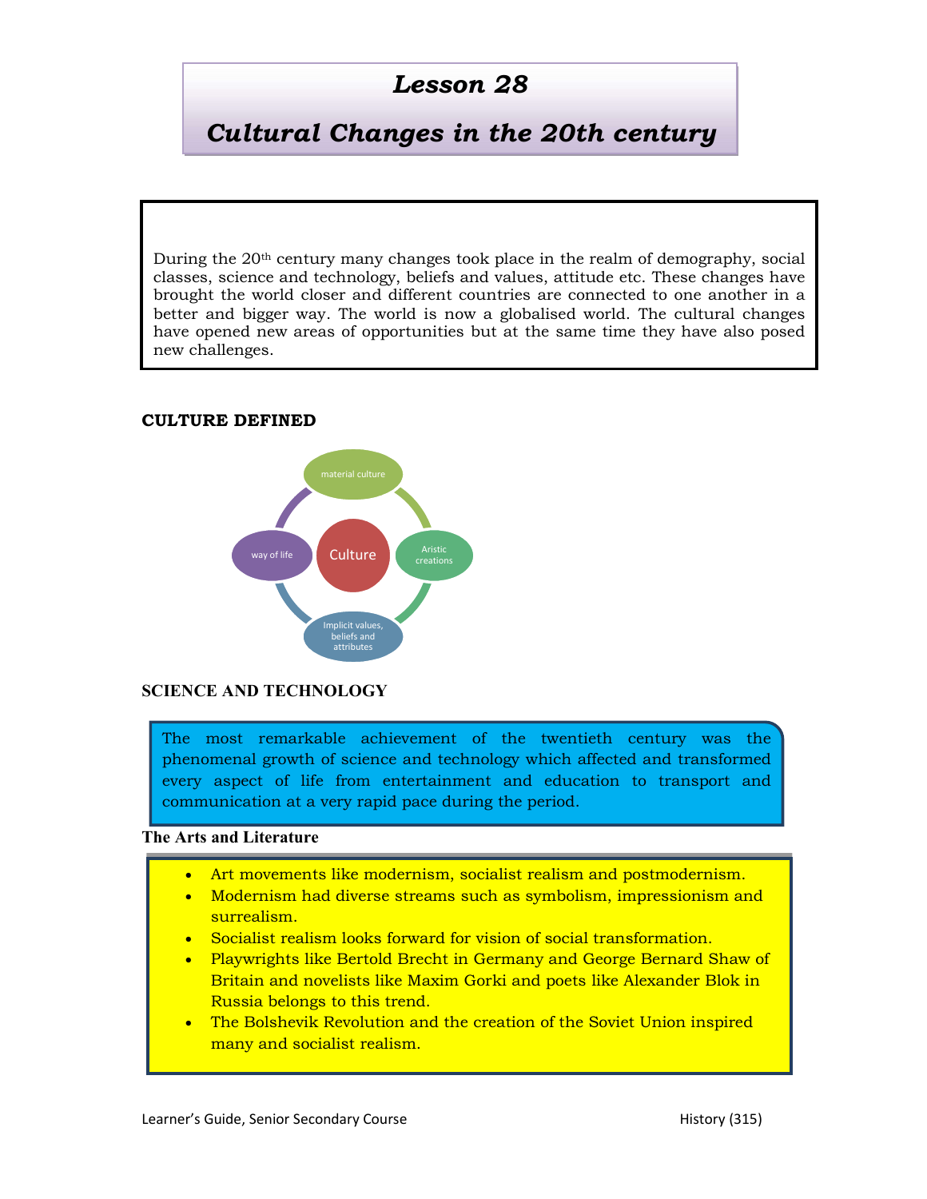# Lesson 28

# Cultural Changes in the 20th century

During the 20th century many changes took place in the realm of demography, social classes, science and technology, beliefs and values, attitude etc. These changes have brought the world closer and different countries are connected to one another in a better and bigger way. The world is now a globalised world. The cultural changes have opened new areas of opportunities but at the same time they have also posed new challenges.

## CULTURE DEFINED

Culture

- material culture
- Aristic creations
- Implicit values, beliefs and attributes
- way of life

## SCIENCE AND TECHNOLOGY

The most remarkable achievement of the twentieth century was the phenomenal growth of science and technology which affected and transformed every aspect of life from entertainment and education to transport and communication at a very rapid pace during the period.

### The Arts and Literature

- Art movements like modernism, socialist realism and postmodernism.
- Modernism had diverse streams such as symbolism, impressionism and surrealism.
- Socialist realism looks forward for vision of social transformation.
- Playwrights like Bertold Brecht in Germany and George Bernard Shaw of Britain and novelists like Maxim Gorki and poets like Alexander Blok in Russia belongs to this trend.
- The Bolshevik Revolution and the creation of the Soviet Union inspired many and socialist realism.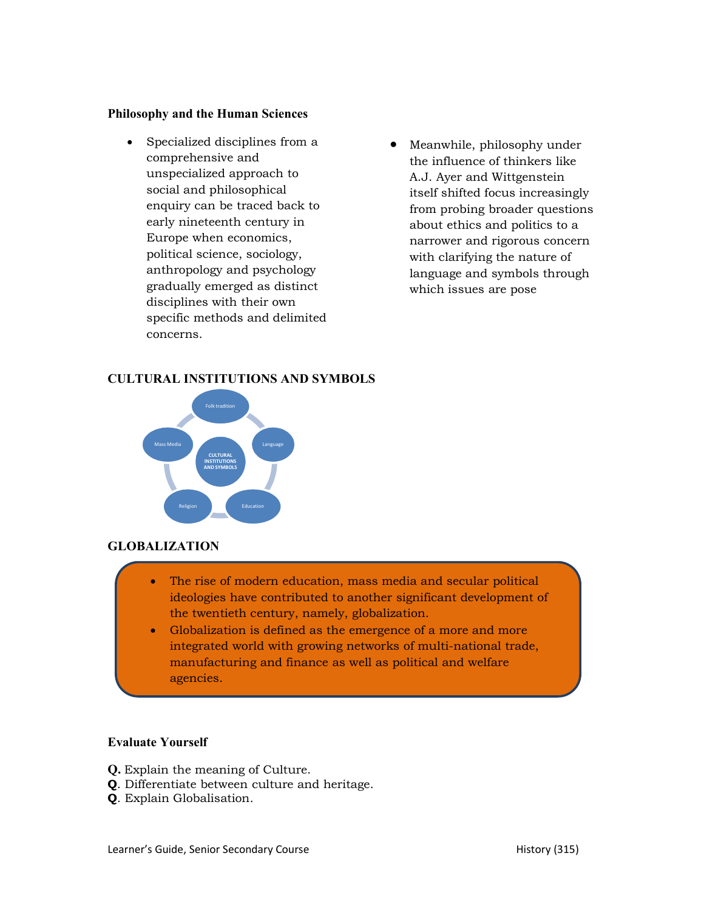**Philosophy and the Human Sciences**

- Specialized disciplines from a comprehensive and unspecialized approach to social and philosophical enquiry can be traced back to early nineteenth century in Europe when economics, political science, sociology, anthropology and psychology gradually emerged as distinct disciplines with their own specific methods and delimited concerns.
- Meanwhile, philosophy under the influence of thinkers like A.J. Ayer and Wittgenstein itself shifted focus increasingly from probing broader questions about ethics and politics to a narrower and rigorous concern with clarifying the nature of language and symbols through which issues are pose

**CULTURAL INSTITUTIONS AND SYMBOLS**

CULTURAL INSTITUTIONS AND SYMBOLS

Folk tradition

Language

Education

Religion

Mass Media

**GLOBALIZATION**

- The rise of modern education, mass media and secular political ideologies have contributed to another significant development of the twentieth century, namely, globalization.
- Globalization is defined as the emergence of a more and more integrated world with growing networks of multi-national trade, manufacturing and finance as well as political and welfare agencies.

**Evaluate Yourself**

**Q.** Explain the meaning of Culture.
**Q**. Differentiate between culture and heritage.
**Q**. Explain Globalisation.